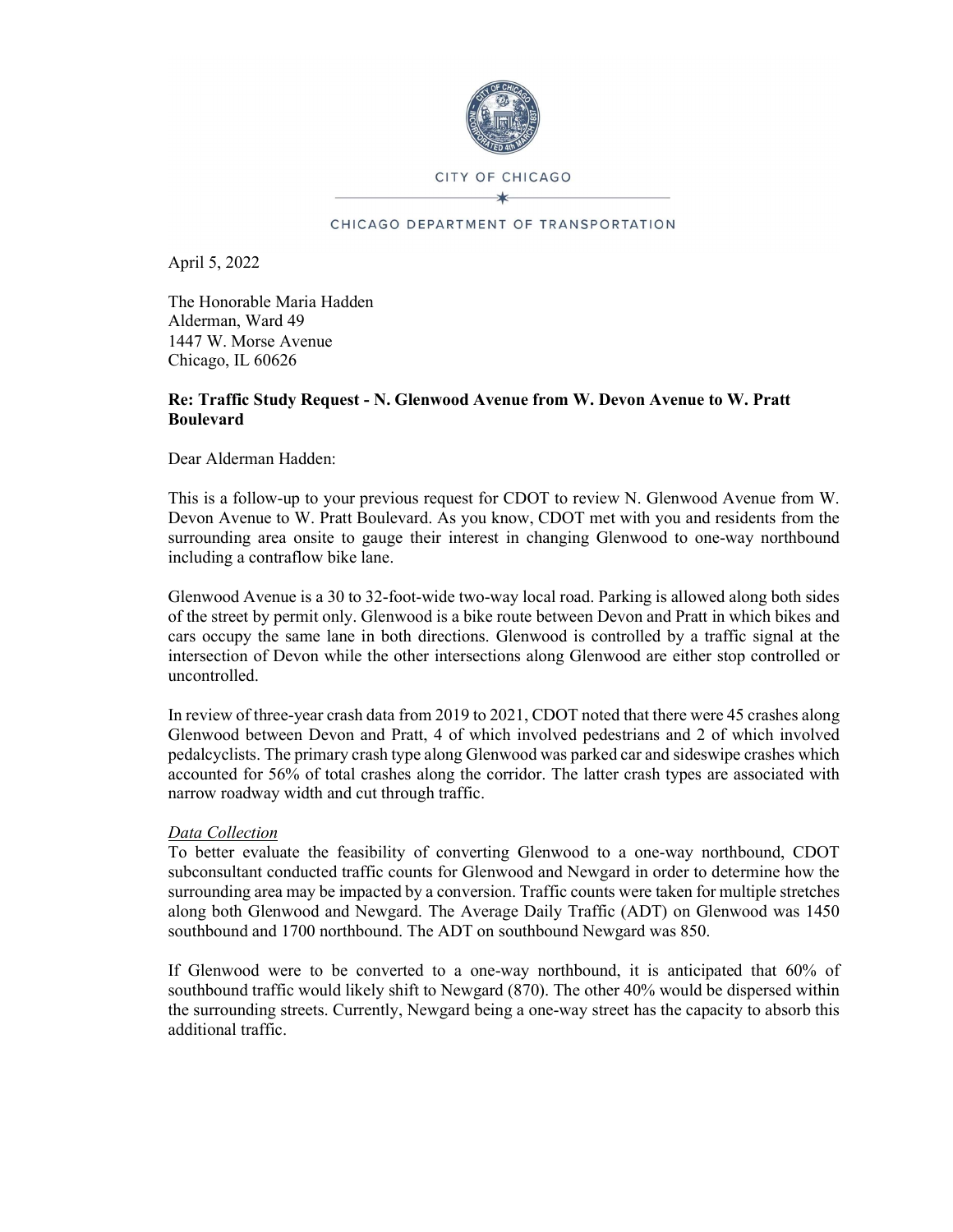CITY OF CHICAGO

CHICAGO DEPARTMENT OF TRANSPORTATION

April 5, 2022

The Honorable Maria Hadden
Alderman, Ward 49
1447 W. Morse Avenue
Chicago, IL 60626

**Re: Traffic Study Request - N. Glenwood Avenue from W. Devon Avenue to W. Pratt Boulevard**

Dear Alderman Hadden:

This is a follow-up to your previous request for CDOT to review N. Glenwood Avenue from W. Devon Avenue to W. Pratt Boulevard. As you know, CDOT met with you and residents from the surrounding area onsite to gauge their interest in changing Glenwood to one-way northbound including a contraflow bike lane.

Glenwood Avenue is a 30 to 32-foot-wide two-way local road. Parking is allowed along both sides of the street by permit only. Glenwood is a bike route between Devon and Pratt in which bikes and cars occupy the same lane in both directions. Glenwood is controlled by a traffic signal at the intersection of Devon while the other intersections along Glenwood are either stop controlled or uncontrolled.

In review of three-year crash data from 2019 to 2021, CDOT noted that there were 45 crashes along Glenwood between Devon and Pratt, 4 of which involved pedestrians and 2 of which involved pedalcyclists. The primary crash type along Glenwood was parked car and sideswipe crashes which accounted for 56% of total crashes along the corridor. The latter crash types are associated with narrow roadway width and cut through traffic.

*Data Collection*

To better evaluate the feasibility of converting Glenwood to a one-way northbound, CDOT subconsultant conducted traffic counts for Glenwood and Newgard in order to determine how the surrounding area may be impacted by a conversion. Traffic counts were taken for multiple stretches along both Glenwood and Newgard. The Average Daily Traffic (ADT) on Glenwood was 1450 southbound and 1700 northbound. The ADT on southbound Newgard was 850.

If Glenwood were to be converted to a one-way northbound, it is anticipated that 60% of southbound traffic would likely shift to Newgard (870). The other 40% would be dispersed within the surrounding streets. Currently, Newgard being a one-way street has the capacity to absorb this additional traffic.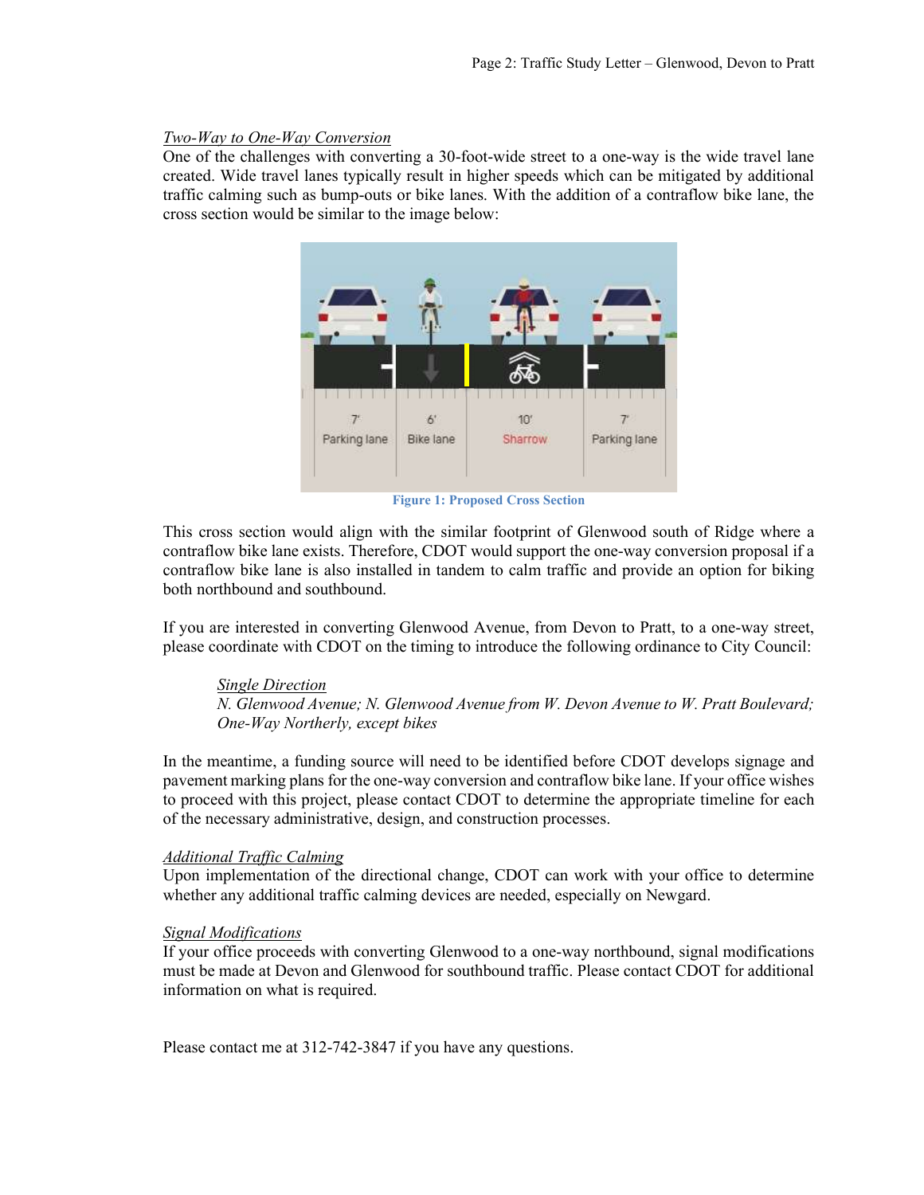*Two-Way to One-Way Conversion*

One of the challenges with converting a 30-foot-wide street to a one-way is the wide travel lane created. Wide travel lanes typically result in higher speeds which can be mitigated by additional traffic calming such as bump-outs or bike lanes. With the addition of a contraflow bike lane, the cross section would be similar to the image below:

**Figure 1: Proposed Cross Section**

This cross section would align with the similar footprint of Glenwood south of Ridge where a contraflow bike lane exists. Therefore, CDOT would support the one-way conversion proposal if a contraflow bike lane is also installed in tandem to calm traffic and provide an option for biking both northbound and southbound.

If you are interested in converting Glenwood Avenue, from Devon to Pratt, to a one-way street, please coordinate with CDOT on the timing to introduce the following ordinance to City Council:

> *Single Direction*
> *N. Glenwood Avenue; N. Glenwood Avenue from W. Devon Avenue to W. Pratt Boulevard; One-Way Northerly, except bikes*

In the meantime, a funding source will need to be identified before CDOT develops signage and pavement marking plans for the one-way conversion and contraflow bike lane. If your office wishes to proceed with this project, please contact CDOT to determine the appropriate timeline for each of the necessary administrative, design, and construction processes.

*Additional Traffic Calming*

Upon implementation of the directional change, CDOT can work with your office to determine whether any additional traffic calming devices are needed, especially on Newgard.

*Signal Modifications*

If your office proceeds with converting Glenwood to a one-way northbound, signal modifications must be made at Devon and Glenwood for southbound traffic. Please contact CDOT for additional information on what is required.

Please contact me at 312-742-3847 if you have any questions.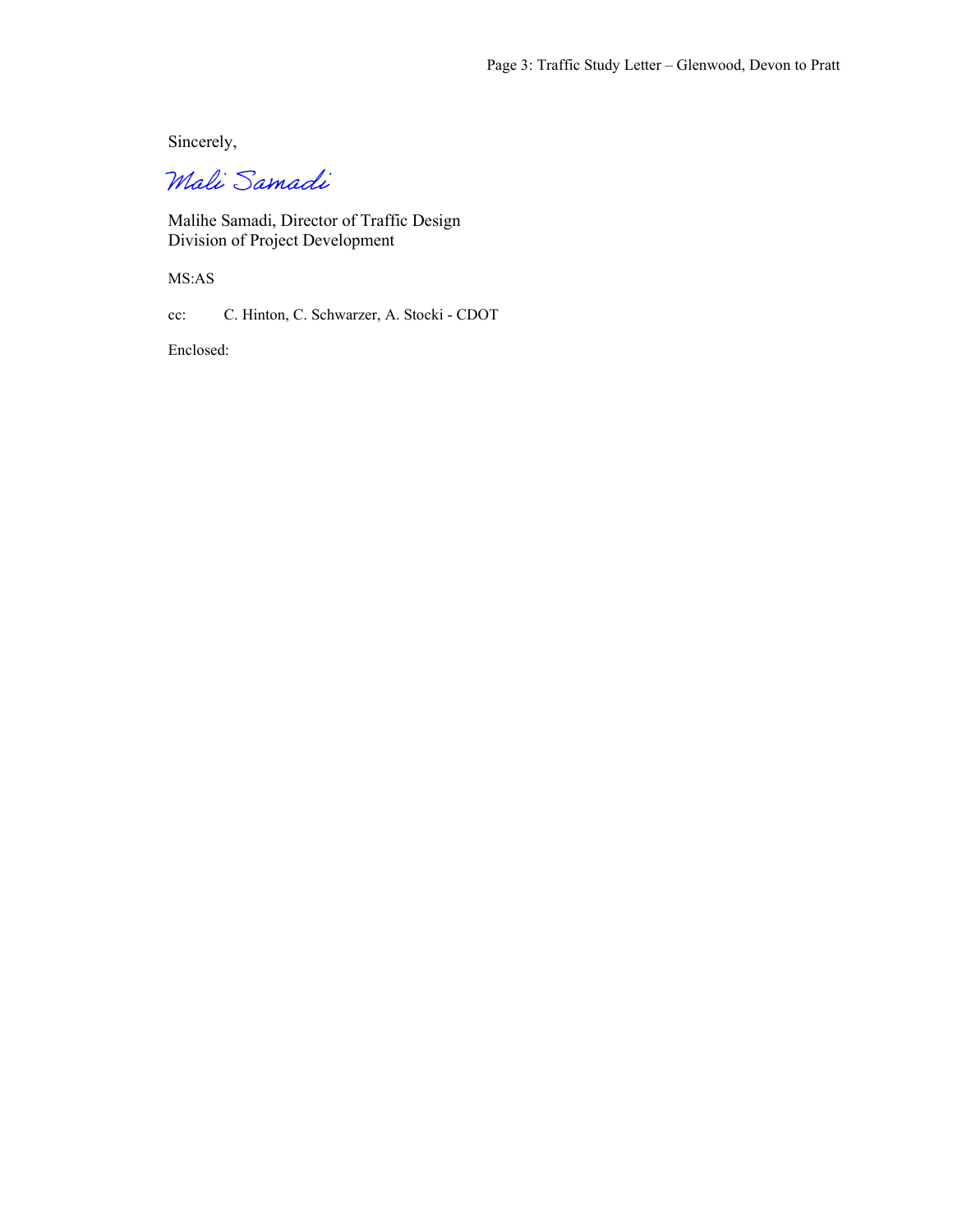Sincerely,

Mali Samadi

Malihe Samadi, Director of Traffic Design
Division of Project Development

MS:AS

cc: C. Hinton, C. Schwarzer, A. Stocki - CDOT

Enclosed: